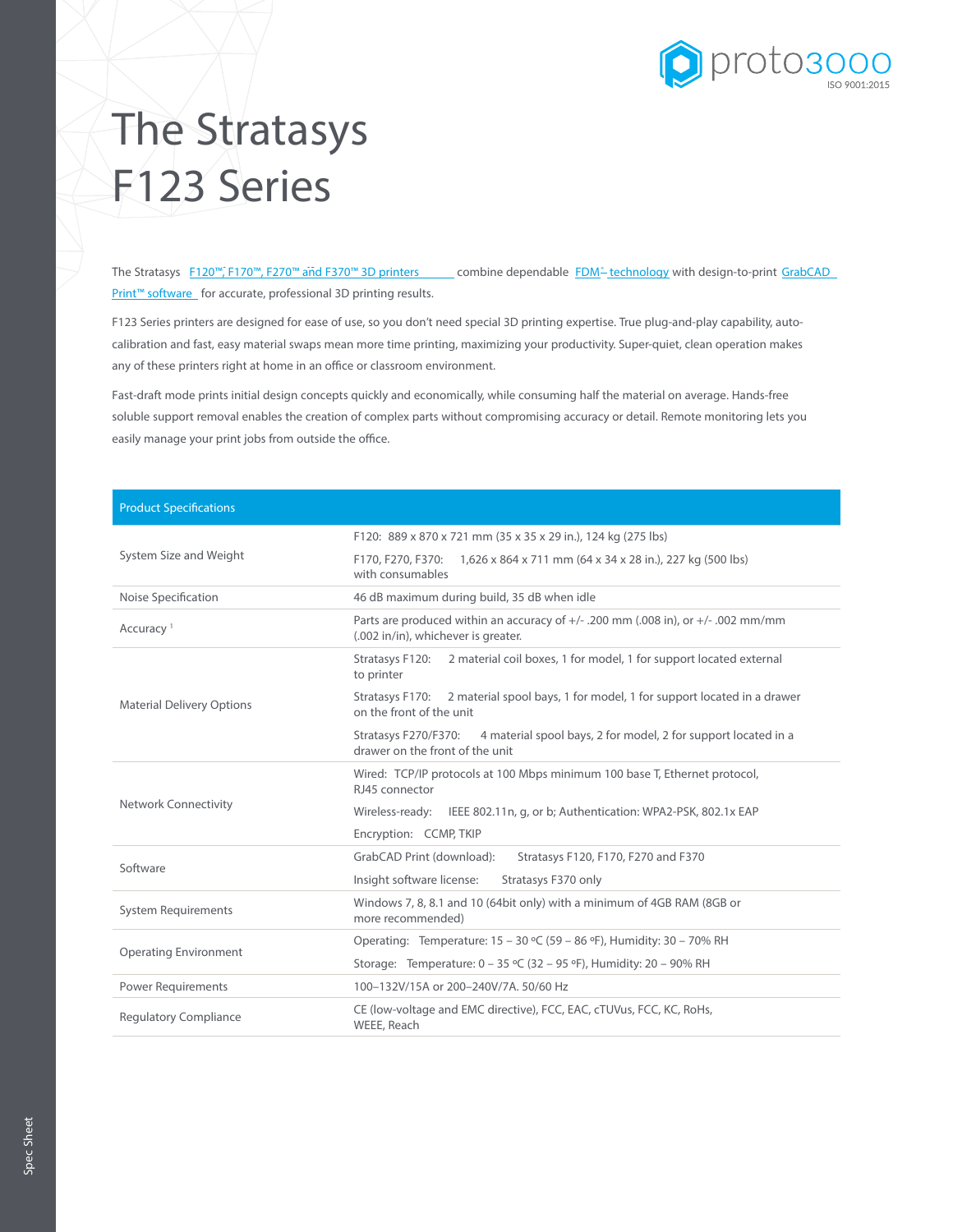proto3000 ISO 9001:2015

# The Stratasys F123 Series

The Stratasys F120™, F170™, F270™ and F370™ 3D printers combine dependable FDM® technology with design-to-print GrabCAD Print™ software for accurate, professional 3D printing results.

F123 Series printers are designed for ease of use, so you don't need special 3D printing expertise. True plug-and-play capability, auto-calibration and fast, easy material swaps mean more time printing, maximizing your productivity. Super-quiet, clean operation makes any of these printers right at home in an office or classroom environment.

Fast-draft mode prints initial design concepts quickly and economically, while consuming half the material on average. Hands-free soluble support removal enables the creation of complex parts without compromising accuracy or detail. Remote monitoring lets you easily manage your print jobs from outside the office.

| Product Specifications | |
|---|---|
| System Size and Weight | F120: 889 x 870 x 721 mm (35 x 35 x 29 in.), 124 kg (275 lbs)<br>F170, F270, F370: 1,626 x 864 x 711 mm (64 x 34 x 28 in.), 227 kg (500 lbs) with consumables |
| Noise Specification | 46 dB maximum during build, 35 dB when idle |
| Accuracy [1] | Parts are produced within an accuracy of +/- .200 mm (.008 in), or +/- .002 mm/mm (.002 in/in), whichever is greater. |
| Material Delivery Options | Stratasys F120: 2 material coil boxes, 1 for model, 1 for support located external to printer<br>Stratasys F170: 2 material spool bays, 1 for model, 1 for support located in a drawer on the front of the unit<br>Stratasys F270/F370: 4 material spool bays, 2 for model, 2 for support located in a drawer on the front of the unit |
| Network Connectivity | Wired: TCP/IP protocols at 100 Mbps minimum 100 base T, Ethernet protocol, RJ45 connector<br>Wireless-ready: IEEE 802.11n, g, or b; Authentication: WPA2-PSK, 802.1x EAP<br>Encryption: CCMP, TKIP |
| Software | GrabCAD Print (download): Stratasys F120, F170, F270 and F370<br>Insight software license: Stratasys F370 only |
| System Requirements | Windows 7, 8, 8.1 and 10 (64bit only) with a minimum of 4GB RAM (8GB or more recommended) |
| Operating Environment | Operating: Temperature: 15 – 30 ºC (59 – 86 ºF), Humidity: 30 – 70% RH<br>Storage: Temperature: 0 – 35 ºC (32 – 95 ºF), Humidity: 20 – 90% RH |
| Power Requirements | 100–132V/15A or 200–240V/7A. 50/60 Hz |
| Regulatory Compliance | CE (low-voltage and EMC directive), FCC, EAC, cTUVus, FCC, KC, RoHs, WEEE, Reach |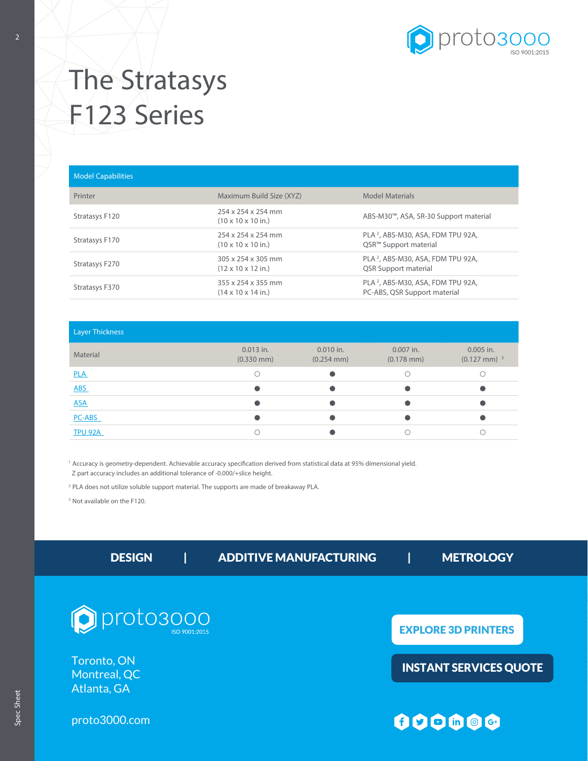# The Stratasys F123 Series

| Model Capabilities | | |
|---|---|---|
| Printer | Maximum Build Size (XYZ) | Model Materials |
| Stratasys F120 | 254 x 254 x 254 mm (10 x 10 x 10 in.) | ABS-M30™, ASA, SR-30 Support material |
| Stratasys F170 | 254 x 254 x 254 mm (10 x 10 x 10 in.) | PLA [2], ABS-M30, ASA, FDM TPU 92A, QSR™ Support material |
| Stratasys F270 | 305 x 254 x 305 mm (12 x 10 x 12 in.) | PLA [2], ABS-M30, ASA, FDM TPU 92A, QSR Support material |
| Stratasys F370 | 355 x 254 x 355 mm (14 x 10 x 14 in.) | PLA [2], ABS-M30, ASA, FDM TPU 92A, PC-ABS, QSR Support material |

| Layer Thickness | | | | |
|---|---|---|---|---|
| Material | 0.013 in. (0.330 mm) | 0.010 in. (0.254 mm) | 0.007 in. (0.178 mm) | 0.005 in. (0.127 mm) [3] |
| PLA | ○ | ● | ○ | ○ |
| ABS | ● | ● | ● | ● |
| ASA | ● | ● | ● | ● |
| PC-ABS | ● | ● | ● | ● |
| TPU 92A | ○ | ● | ○ | ○ |

[1] Accuracy is geometry-dependent. Achievable accuracy specification derived from statistical data at 95% dimensional yield. Z part accuracy includes an additional tolerance of -0.000/+slice height.

[2] PLA does not utilize soluble support material. The supports are made of breakaway PLA.

[3] Not available on the F120.

**DESIGN | ADDITIVE MANUFACTURING | METROLOGY**

proto3000 ISO 9001:2015

Toronto, ON
Montreal, QC
Atlanta, GA

proto3000.com

**EXPLORE 3D PRINTERS**

**INSTANT SERVICES QUOTE**